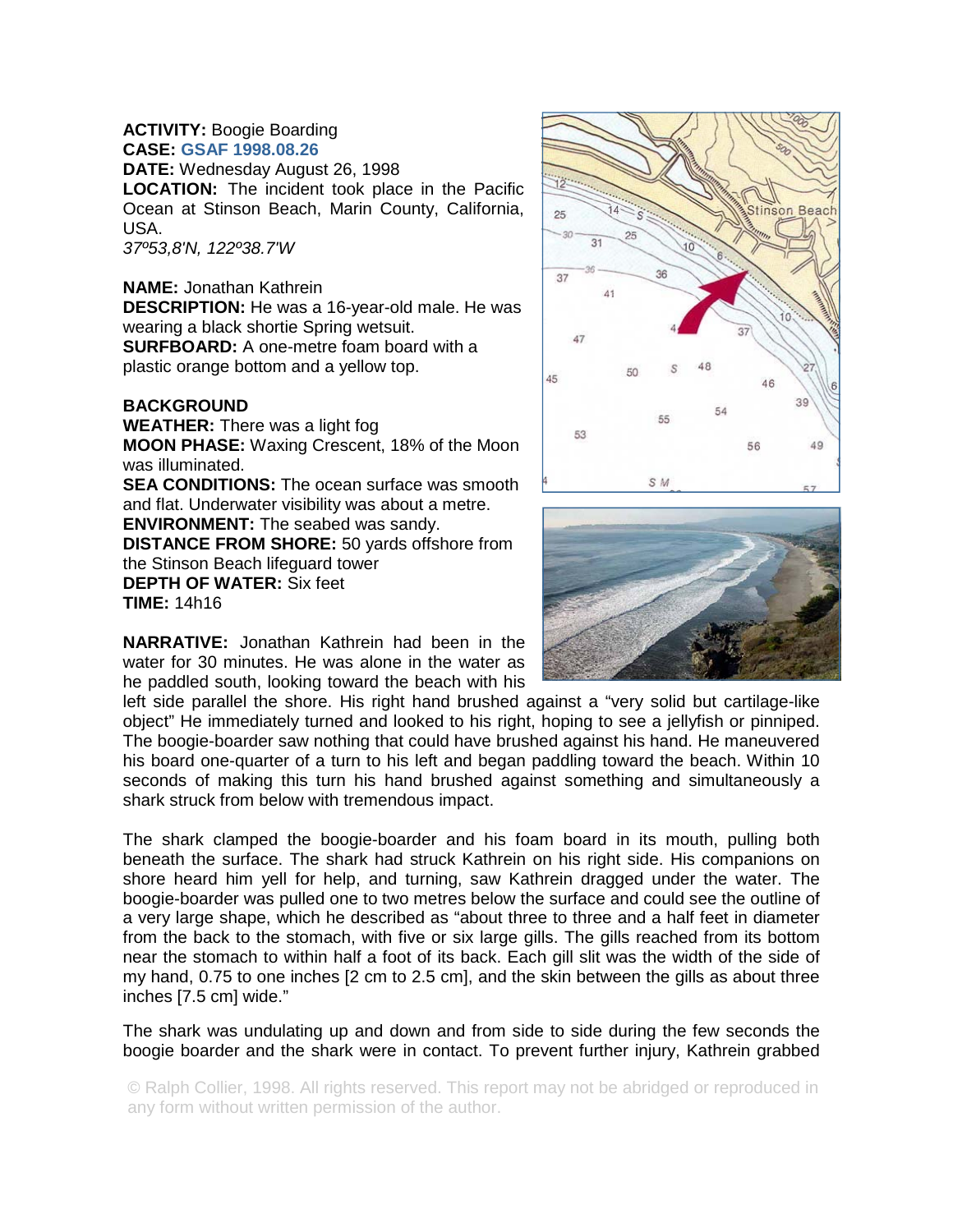**ACTIVITY:** Boogie Boarding
**CASE:** GSAF 1998.08.26
**DATE:** Wednesday August 26, 1998
**LOCATION:** The incident took place in the Pacific Ocean at Stinson Beach, Marin County, California, USA.
*37º53,8'N, 122º38.7'W*

**NAME:** Jonathan Kathrein
**DESCRIPTION:** He was a 16-year-old male. He was wearing a black shortie Spring wetsuit.
**SURFBOARD:** A one-metre foam board with a plastic orange bottom and a yellow top.

**BACKGROUND**
**WEATHER:** There was a light fog
**MOON PHASE:** Waxing Crescent, 18% of the Moon was illuminated.
**SEA CONDITIONS:** The ocean surface was smooth and flat. Underwater visibility was about a metre.
**ENVIRONMENT:** The seabed was sandy.
**DISTANCE FROM SHORE:** 50 yards offshore from the Stinson Beach lifeguard tower
**DEPTH OF WATER:** Six feet
**TIME:** 14h16

**NARRATIVE:** Jonathan Kathrein had been in the water for 30 minutes. He was alone in the water as he paddled south, looking toward the beach with his left side parallel the shore. His right hand brushed against a "very solid but cartilage-like object" He immediately turned and looked to his right, hoping to see a jellyfish or pinniped. The boogie-boarder saw nothing that could have brushed against his hand. He maneuvered his board one-quarter of a turn to his left and began paddling toward the beach. Within 10 seconds of making this turn his hand brushed against something and simultaneously a shark struck from below with tremendous impact.

The shark clamped the boogie-boarder and his foam board in its mouth, pulling both beneath the surface. The shark had struck Kathrein on his right side. His companions on shore heard him yell for help, and turning, saw Kathrein dragged under the water. The boogie-boarder was pulled one to two metres below the surface and could see the outline of a very large shape, which he described as "about three to three and a half feet in diameter from the back to the stomach, with five or six large gills. The gills reached from its bottom near the stomach to within half a foot of its back. Each gill slit was the width of the side of my hand, 0.75 to one inches [2 cm to 2.5 cm], and the skin between the gills as about three inches [7.5 cm] wide."

The shark was undulating up and down and from side to side during the few seconds the boogie boarder and the shark were in contact. To prevent further injury, Kathrein grabbed

© Ralph Collier, 1998. All rights reserved. This report may not be abridged or reproduced in any form without written permission of the author.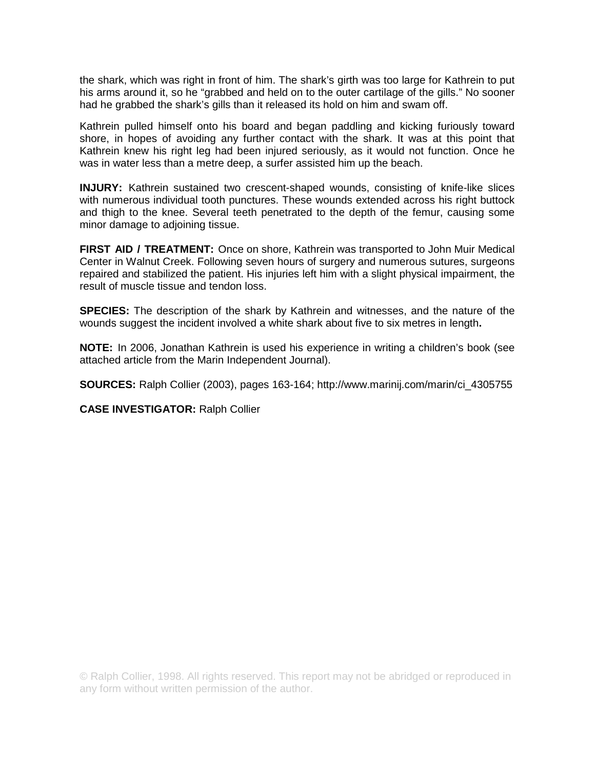the shark, which was right in front of him. The shark's girth was too large for Kathrein to put his arms around it, so he "grabbed and held on to the outer cartilage of the gills." No sooner had he grabbed the shark's gills than it released its hold on him and swam off.

Kathrein pulled himself onto his board and began paddling and kicking furiously toward shore, in hopes of avoiding any further contact with the shark. It was at this point that Kathrein knew his right leg had been injured seriously, as it would not function. Once he was in water less than a metre deep, a surfer assisted him up the beach.

**INJURY:** Kathrein sustained two crescent-shaped wounds, consisting of knife-like slices with numerous individual tooth punctures. These wounds extended across his right buttock and thigh to the knee. Several teeth penetrated to the depth of the femur, causing some minor damage to adjoining tissue.

**FIRST AID / TREATMENT:** Once on shore, Kathrein was transported to John Muir Medical Center in Walnut Creek. Following seven hours of surgery and numerous sutures, surgeons repaired and stabilized the patient. His injuries left him with a slight physical impairment, the result of muscle tissue and tendon loss.

**SPECIES:** The description of the shark by Kathrein and witnesses, and the nature of the wounds suggest the incident involved a white shark about five to six metres in length**.**

**NOTE:** In 2006, Jonathan Kathrein is used his experience in writing a children's book (see attached article from the Marin Independent Journal).

**SOURCES:** Ralph Collier (2003), pages 163-164; http://www.marinij.com/marin/ci_4305755

**CASE INVESTIGATOR:** Ralph Collier

© Ralph Collier, 1998. All rights reserved. This report may not be abridged or reproduced in any form without written permission of the author.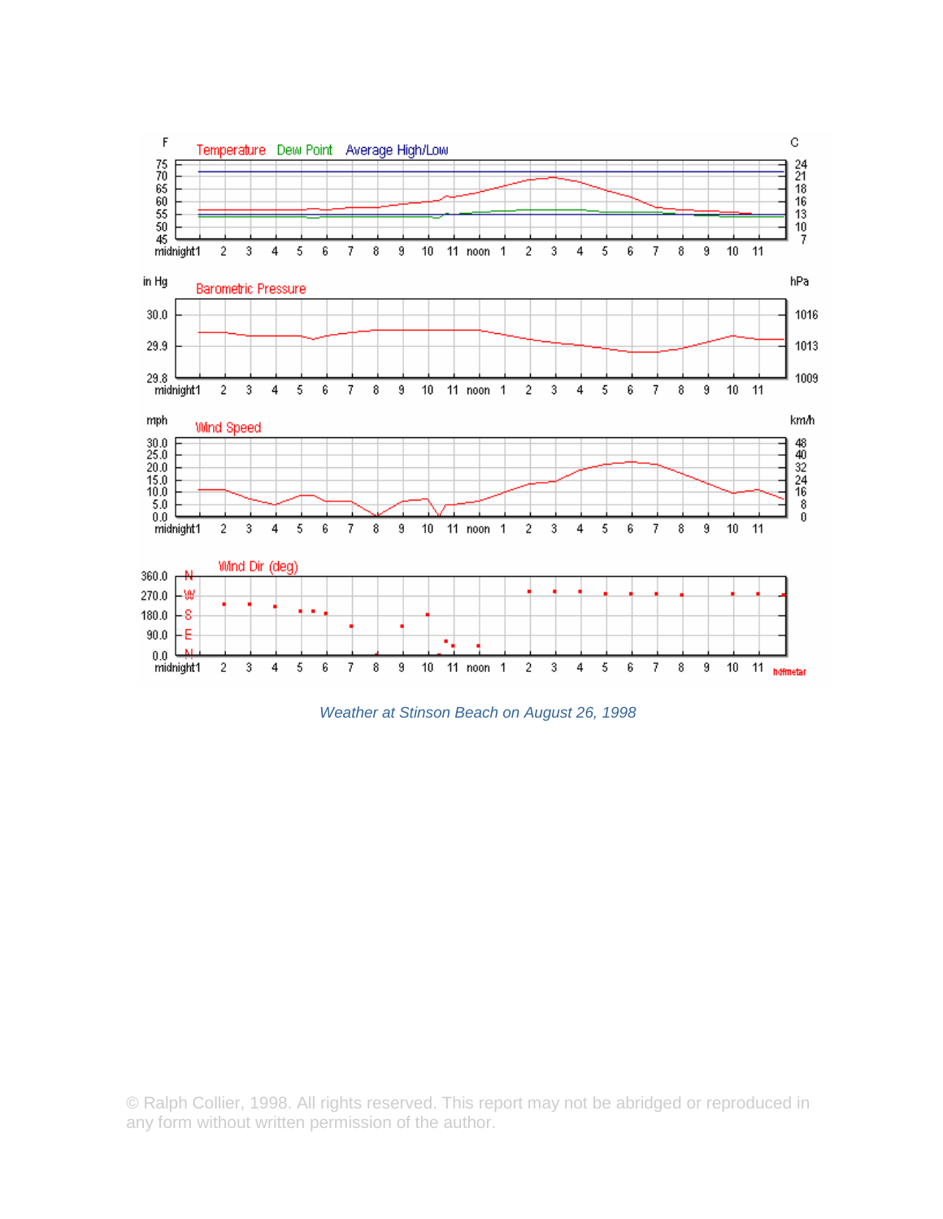*Weather at Stinson Beach on August 26, 1998*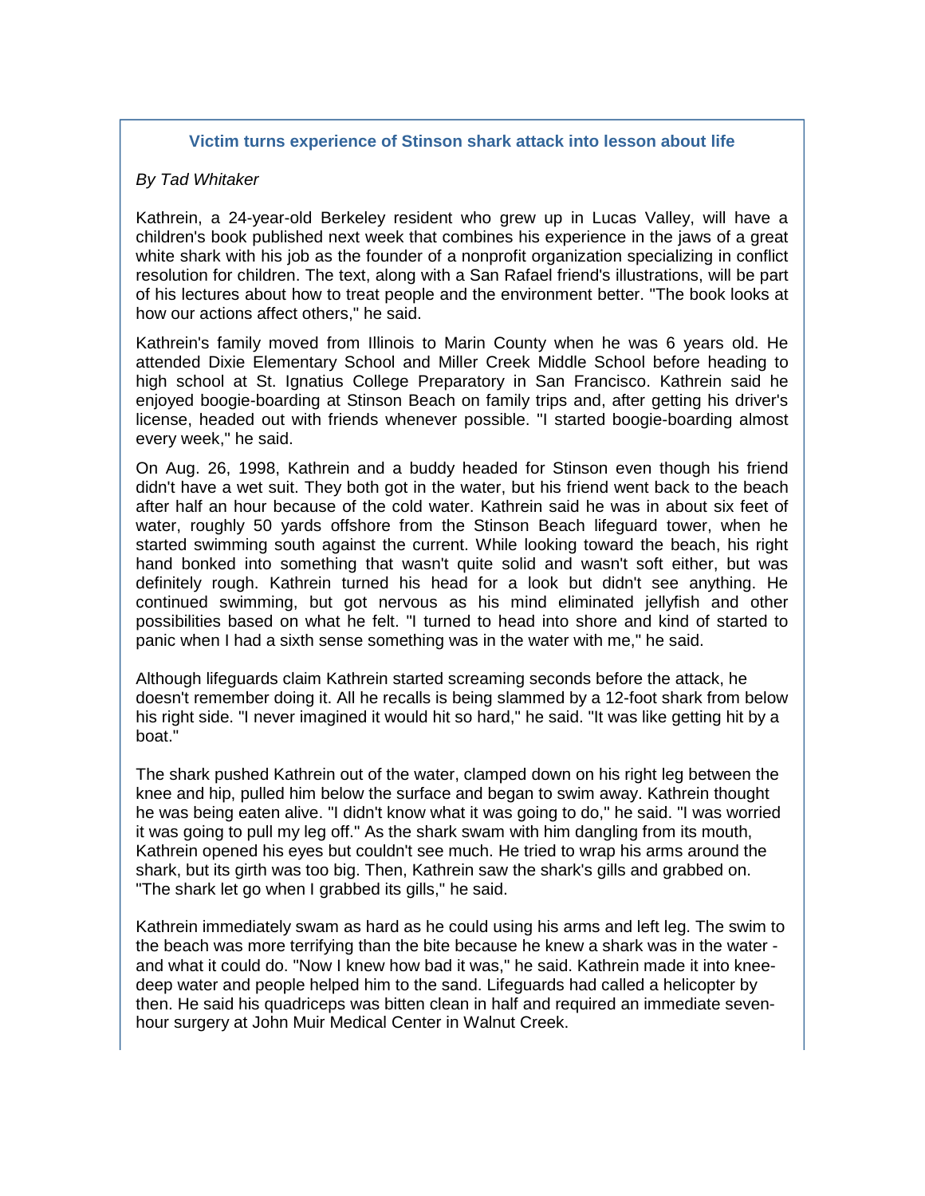### Victim turns experience of Stinson shark attack into lesson about life

*By Tad Whitaker*

Kathrein, a 24-year-old Berkeley resident who grew up in Lucas Valley, will have a children's book published next week that combines his experience in the jaws of a great white shark with his job as the founder of a nonprofit organization specializing in conflict resolution for children. The text, along with a San Rafael friend's illustrations, will be part of his lectures about how to treat people and the environment better. "The book looks at how our actions affect others," he said.

Kathrein's family moved from Illinois to Marin County when he was 6 years old. He attended Dixie Elementary School and Miller Creek Middle School before heading to high school at St. Ignatius College Preparatory in San Francisco. Kathrein said he enjoyed boogie-boarding at Stinson Beach on family trips and, after getting his driver's license, headed out with friends whenever possible. "I started boogie-boarding almost every week," he said.

On Aug. 26, 1998, Kathrein and a buddy headed for Stinson even though his friend didn't have a wet suit. They both got in the water, but his friend went back to the beach after half an hour because of the cold water. Kathrein said he was in about six feet of water, roughly 50 yards offshore from the Stinson Beach lifeguard tower, when he started swimming south against the current. While looking toward the beach, his right hand bonked into something that wasn't quite solid and wasn't soft either, but was definitely rough. Kathrein turned his head for a look but didn't see anything. He continued swimming, but got nervous as his mind eliminated jellyfish and other possibilities based on what he felt. "I turned to head into shore and kind of started to panic when I had a sixth sense something was in the water with me," he said.

Although lifeguards claim Kathrein started screaming seconds before the attack, he doesn't remember doing it. All he recalls is being slammed by a 12-foot shark from below his right side. "I never imagined it would hit so hard," he said. "It was like getting hit by a boat."

The shark pushed Kathrein out of the water, clamped down on his right leg between the knee and hip, pulled him below the surface and began to swim away. Kathrein thought he was being eaten alive. "I didn't know what it was going to do," he said. "I was worried it was going to pull my leg off." As the shark swam with him dangling from its mouth, Kathrein opened his eyes but couldn't see much. He tried to wrap his arms around the shark, but its girth was too big. Then, Kathrein saw the shark's gills and grabbed on. "The shark let go when I grabbed its gills," he said.

Kathrein immediately swam as hard as he could using his arms and left leg. The swim to the beach was more terrifying than the bite because he knew a shark was in the water - and what it could do. "Now I knew how bad it was," he said. Kathrein made it into knee-deep water and people helped him to the sand. Lifeguards had called a helicopter by then. He said his quadriceps was bitten clean in half and required an immediate seven-hour surgery at John Muir Medical Center in Walnut Creek.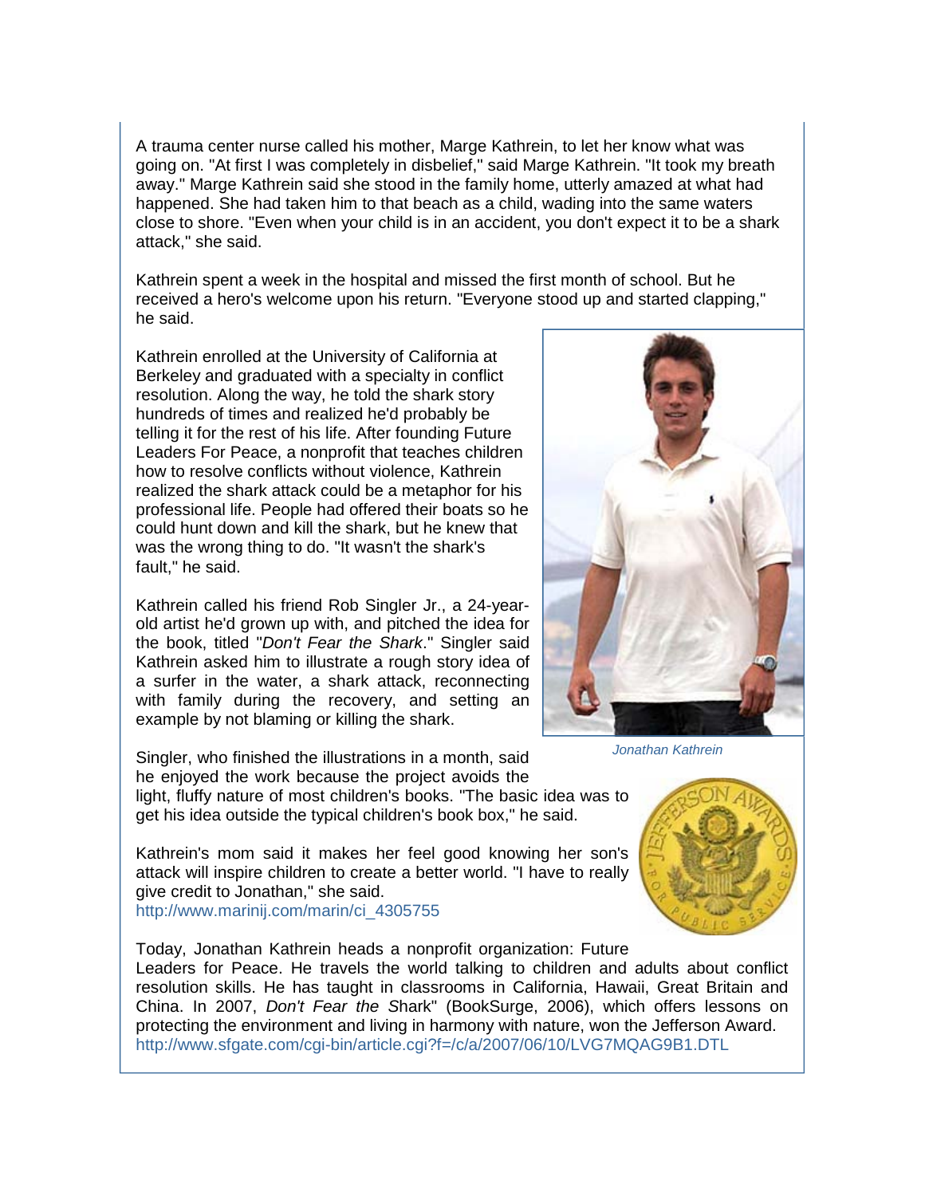A trauma center nurse called his mother, Marge Kathrein, to let her know what was going on. "At first I was completely in disbelief," said Marge Kathrein. "It took my breath away." Marge Kathrein said she stood in the family home, utterly amazed at what had happened. She had taken him to that beach as a child, wading into the same waters close to shore. "Even when your child is in an accident, you don't expect it to be a shark attack," she said.

Kathrein spent a week in the hospital and missed the first month of school. But he received a hero's welcome upon his return. "Everyone stood up and started clapping," he said.

Kathrein enrolled at the University of California at Berkeley and graduated with a specialty in conflict resolution. Along the way, he told the shark story hundreds of times and realized he'd probably be telling it for the rest of his life. After founding Future Leaders For Peace, a nonprofit that teaches children how to resolve conflicts without violence, Kathrein realized the shark attack could be a metaphor for his professional life. People had offered their boats so he could hunt down and kill the shark, but he knew that was the wrong thing to do. "It wasn't the shark's fault," he said.

Kathrein called his friend Rob Singler Jr., a 24-year-old artist he'd grown up with, and pitched the idea for the book, titled "*Don't Fear the Shark*." Singler said Kathrein asked him to illustrate a rough story idea of a surfer in the water, a shark attack, reconnecting with family during the recovery, and setting an example by not blaming or killing the shark.

*Jonathan Kathrein*

Singler, who finished the illustrations in a month, said he enjoyed the work because the project avoids the light, fluffy nature of most children's books. "The basic idea was to get his idea outside the typical children's book box," he said.

Kathrein's mom said it makes her feel good knowing her son's attack will inspire children to create a better world. "I have to really give credit to Jonathan," she said.
http://www.marinij.com/marin/ci_4305755

Today, Jonathan Kathrein heads a nonprofit organization: Future Leaders for Peace. He travels the world talking to children and adults about conflict resolution skills. He has taught in classrooms in California, Hawaii, Great Britain and China. In 2007, *Don't Fear the S*hark" (BookSurge, 2006), which offers lessons on protecting the environment and living in harmony with nature, won the Jefferson Award.
http://www.sfgate.com/cgi-bin/article.cgi?f=/c/a/2007/06/10/LVG7MQAG9B1.DTL